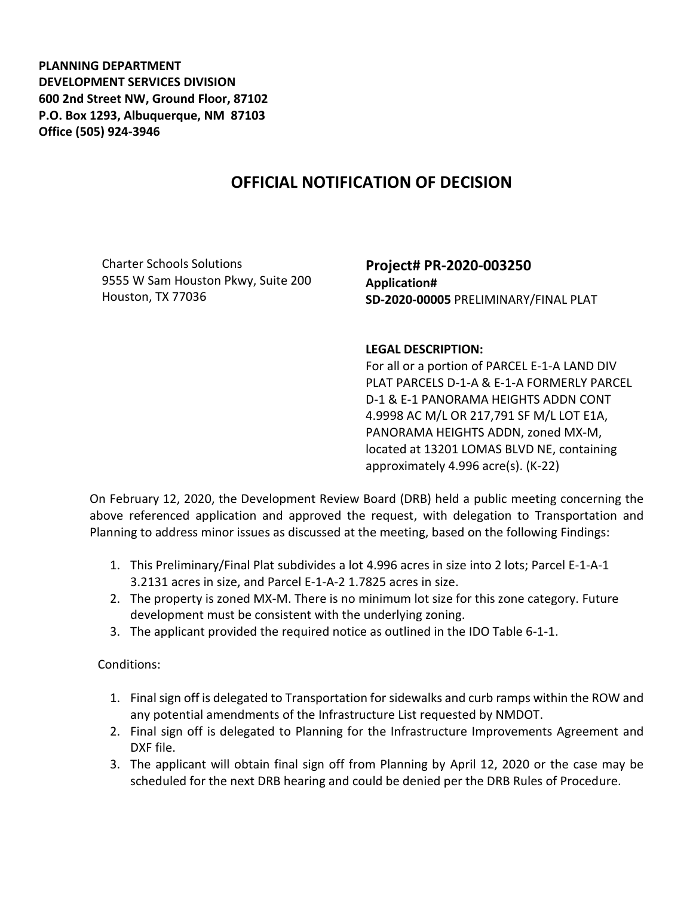**PLANNING DEPARTMENT**
**DEVELOPMENT SERVICES DIVISION**
**600 2nd Street NW, Ground Floor, 87102**
**P.O. Box 1293, Albuquerque, NM 87103**
**Office (505) 924-3946**

# OFFICIAL NOTIFICATION OF DECISION

Charter Schools Solutions
9555 W Sam Houston Pkwy, Suite 200
Houston, TX 77036

## Project# PR-2020-003250

**Application#**
**SD-2020-00005** PRELIMINARY/FINAL PLAT

**LEGAL DESCRIPTION:**
For all or a portion of PARCEL E-1-A LAND DIV PLAT PARCELS D-1-A & E-1-A FORMERLY PARCEL D-1 & E-1 PANORAMA HEIGHTS ADDN CONT 4.9998 AC M/L OR 217,791 SF M/L LOT E1A, PANORAMA HEIGHTS ADDN, zoned MX-M, located at 13201 LOMAS BLVD NE, containing approximately 4.996 acre(s). (K-22)

On February 12, 2020, the Development Review Board (DRB) held a public meeting concerning the above referenced application and approved the request, with delegation to Transportation and Planning to address minor issues as discussed at the meeting, based on the following Findings:

1. This Preliminary/Final Plat subdivides a lot 4.996 acres in size into 2 lots; Parcel E-1-A-1 3.2131 acres in size, and Parcel E-1-A-2 1.7825 acres in size.
2. The property is zoned MX-M. There is no minimum lot size for this zone category. Future development must be consistent with the underlying zoning.
3. The applicant provided the required notice as outlined in the IDO Table 6-1-1.

Conditions:

1. Final sign off is delegated to Transportation for sidewalks and curb ramps within the ROW and any potential amendments of the Infrastructure List requested by NMDOT.
2. Final sign off is delegated to Planning for the Infrastructure Improvements Agreement and DXF file.
3. The applicant will obtain final sign off from Planning by April 12, 2020 or the case may be scheduled for the next DRB hearing and could be denied per the DRB Rules of Procedure.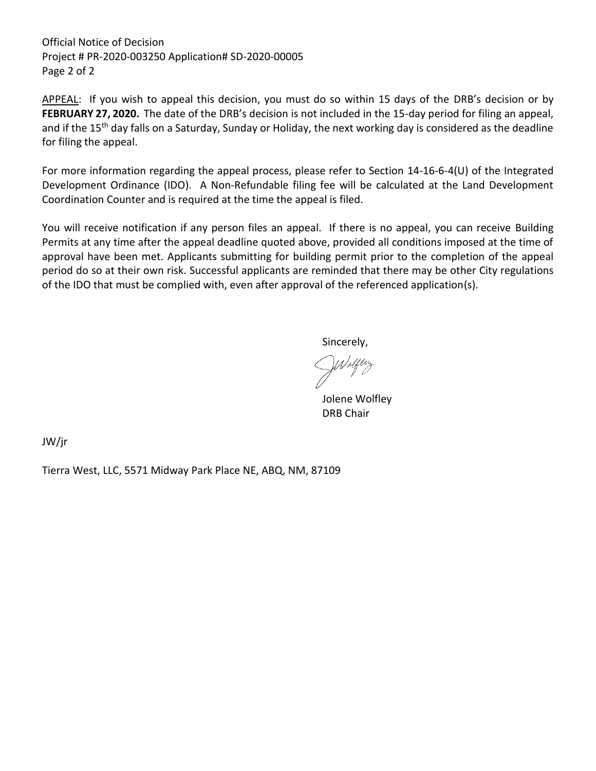APPEAL: If you wish to appeal this decision, you must do so within 15 days of the DRB's decision or by **FEBRUARY 27, 2020.** The date of the DRB's decision is not included in the 15-day period for filing an appeal, and if the 15th day falls on a Saturday, Sunday or Holiday, the next working day is considered as the deadline for filing the appeal.

For more information regarding the appeal process, please refer to Section 14-16-6-4(U) of the Integrated Development Ordinance (IDO). A Non-Refundable filing fee will be calculated at the Land Development Coordination Counter and is required at the time the appeal is filed.

You will receive notification if any person files an appeal. If there is no appeal, you can receive Building Permits at any time after the appeal deadline quoted above, provided all conditions imposed at the time of approval have been met. Applicants submitting for building permit prior to the completion of the appeal period do so at their own risk. Successful applicants are reminded that there may be other City regulations of the IDO that must be complied with, even after approval of the referenced application(s).

Sincerely,

Jolene Wolfley
DRB Chair

JW/jr

Tierra West, LLC, 5571 Midway Park Place NE, ABQ, NM, 87109